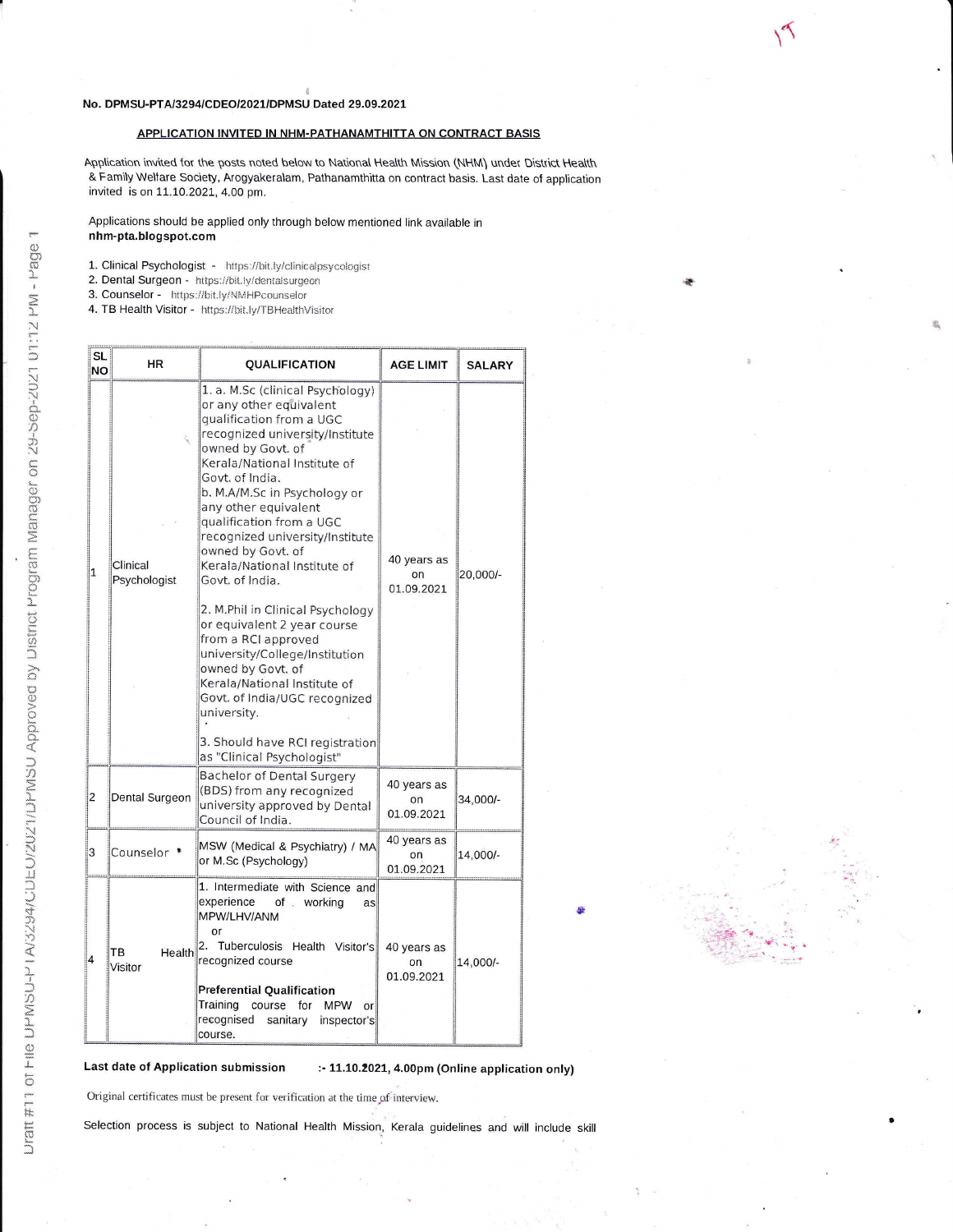**No. DPMSU-PTA/3294/CDEO/2021/DPMSU Dated 29.09.2021**

**APPLICATION INVITED IN NHM-PATHANAMTHITTA ON CONTRACT BASIS**

Application invited for the posts noted below to National Health Mission (NHM) under District Health & Family Welfare Society, Arogyakeralam, Pathanamthitta on contract basis. Last date of application invited is on 11.10.2021, 4.00 pm.

Applications should be applied only through below mentioned link available in **nhm-pta.blogspot.com**

1. Clinical Psychologist - https://bit.ly/clinicalpsycologist
2. Dental Surgeon - https://bit.ly/dentalsurgeon
3. Counselor - https://bit.ly/NMHPcounselor
4. TB Health Visitor - https://bit.ly/TBHealthVisitor

| SL NO | HR | QUALIFICATION | AGE LIMIT | SALARY |
|---|---|---|---|---|
| 1 | Clinical Psychologist | 1. a. M.Sc (clinical Psychology) or any other equivalent qualification from a UGC recognized university/Institute owned by Govt. of Kerala/National Institute of Govt. of India.<br>b. M.A/M.Sc in Psychology or any other equivalent qualification from a UGC recognized university/Institute owned by Govt. of Kerala/National Institute of Govt. of India.<br>2. M.Phil in Clinical Psychology or equivalent 2 year course from a RCI approved university/College/Institution owned by Govt. of Kerala/National Institute of Govt. of India/UGC recognized university.<br>3. Should have RCI registration as "Clinical Psychologist" | 40 years as on 01.09.2021 | 20,000/- |
| 2 | Dental Surgeon | Bachelor of Dental Surgery (BDS) from any recognized university approved by Dental Council of India. | 40 years as on 01.09.2021 | 34,000/- |
| 3 | Counselor | MSW (Medical & Psychiatry) / MA or M.Sc (Psychology) | 40 years as on 01.09.2021 | 14,000/- |
| 4 | TB Health Visitor | 1. Intermediate with Science and experience of working as MPW/LHV/ANM<br>or<br>2. Tuberculosis Health Visitor's recognized course<br>**Preferential Qualification**<br>Training course for MPW or recognised sanitary inspector's course. | 40 years as on 01.09.2021 | 14,000/- |

**Last date of Application submission :- 11.10.2021, 4.00pm (Online application only)**

Original certificates must be present for verification at the time of interview.

Selection process is subject to National Health Mission, Kerala guidelines and will include skill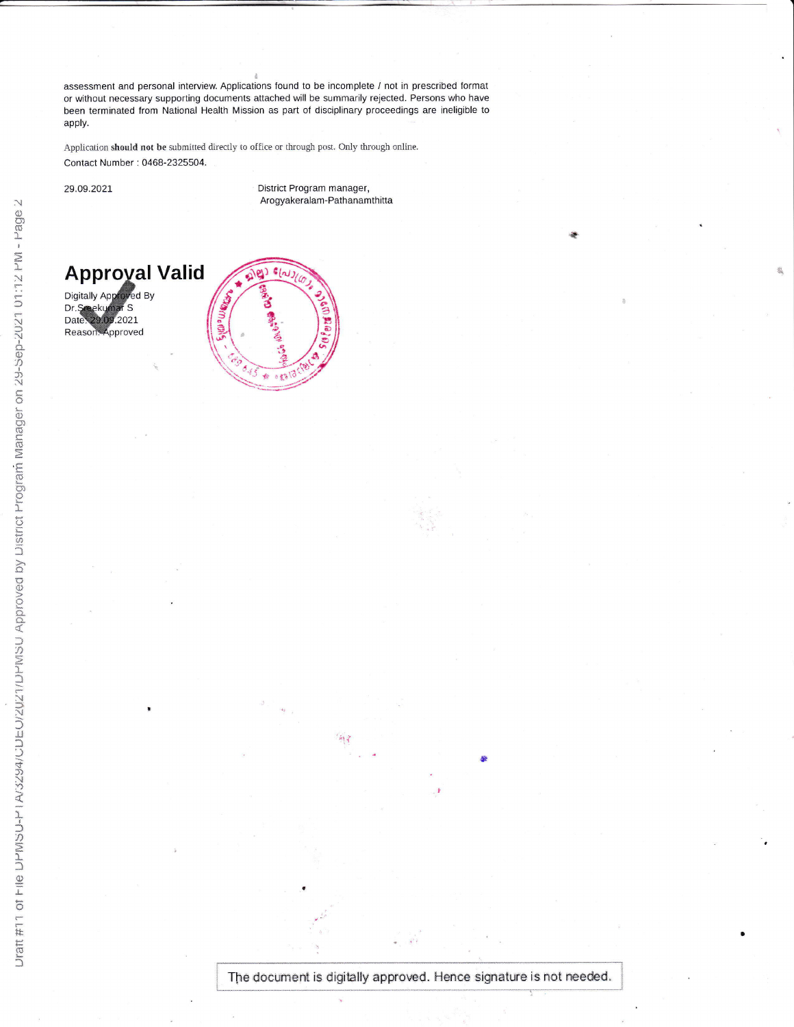assessment and personal interview. Applications found to be incomplete / not in prescribed format or without necessary supporting documents attached will be summarily rejected. Persons who have been terminated from National Health Mission as part of disciplinary proceedings are ineligible to apply.

Application **should not be** submitted directly to office or through post. Only through online.

Contact Number : 0468-2325504.

29.09.2021

District Program manager,
Arogyakeralam-Pathanamthitta

**Approval Valid**

Digitally Approved By
Dr.Sreekumar S
Date: 29.09.2021
Reason: Approved

The document is digitally approved. Hence signature is not needed.